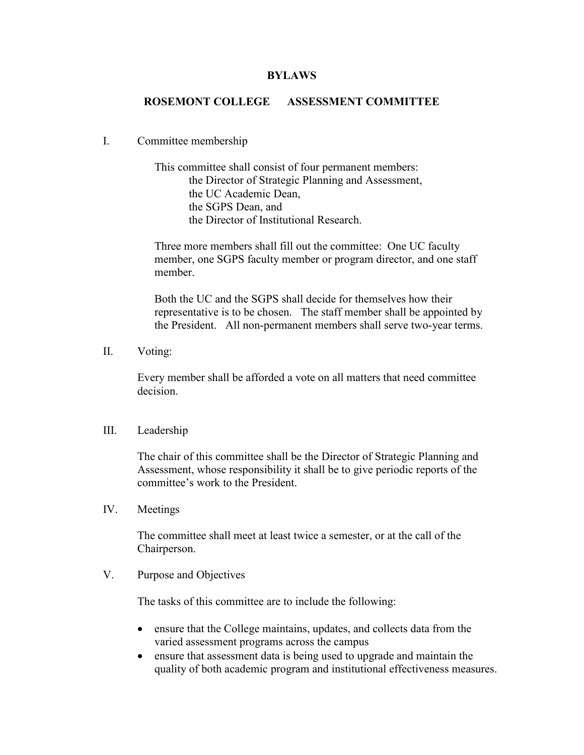# BYLAWS

## ROSEMONT COLLEGE ASSESSMENT COMMITTEE

I. Committee membership

This committee shall consist of four permanent members:
- the Director of Strategic Planning and Assessment,
- the UC Academic Dean,
- the SGPS Dean, and
- the Director of Institutional Research.

Three more members shall fill out the committee: One UC faculty member, one SGPS faculty member or program director, and one staff member.

Both the UC and the SGPS shall decide for themselves how their representative is to be chosen. The staff member shall be appointed by the President. All non-permanent members shall serve two-year terms.

II. Voting:

Every member shall be afforded a vote on all matters that need committee decision.

III. Leadership

The chair of this committee shall be the Director of Strategic Planning and Assessment, whose responsibility it shall be to give periodic reports of the committee's work to the President.

IV. Meetings

The committee shall meet at least twice a semester, or at the call of the Chairperson.

V. Purpose and Objectives

The tasks of this committee are to include the following:

- ensure that the College maintains, updates, and collects data from the varied assessment programs across the campus
- ensure that assessment data is being used to upgrade and maintain the quality of both academic program and institutional effectiveness measures.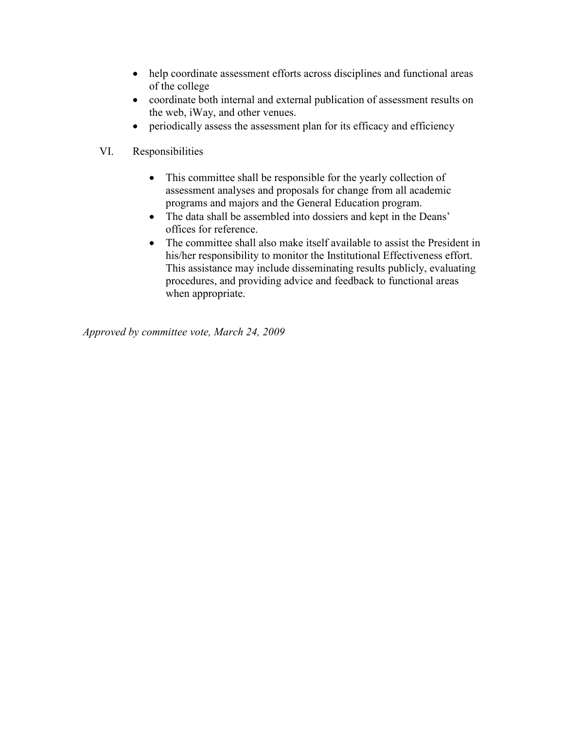- help coordinate assessment efforts across disciplines and functional areas of the college
- coordinate both internal and external publication of assessment results on the web, iWay, and other venues.
- periodically assess the assessment plan for its efficacy and efficiency

## VI. Responsibilities

- This committee shall be responsible for the yearly collection of assessment analyses and proposals for change from all academic programs and majors and the General Education program.
- The data shall be assembled into dossiers and kept in the Deans' offices for reference.
- The committee shall also make itself available to assist the President in his/her responsibility to monitor the Institutional Effectiveness effort. This assistance may include disseminating results publicly, evaluating procedures, and providing advice and feedback to functional areas when appropriate.

*Approved by committee vote, March 24, 2009*